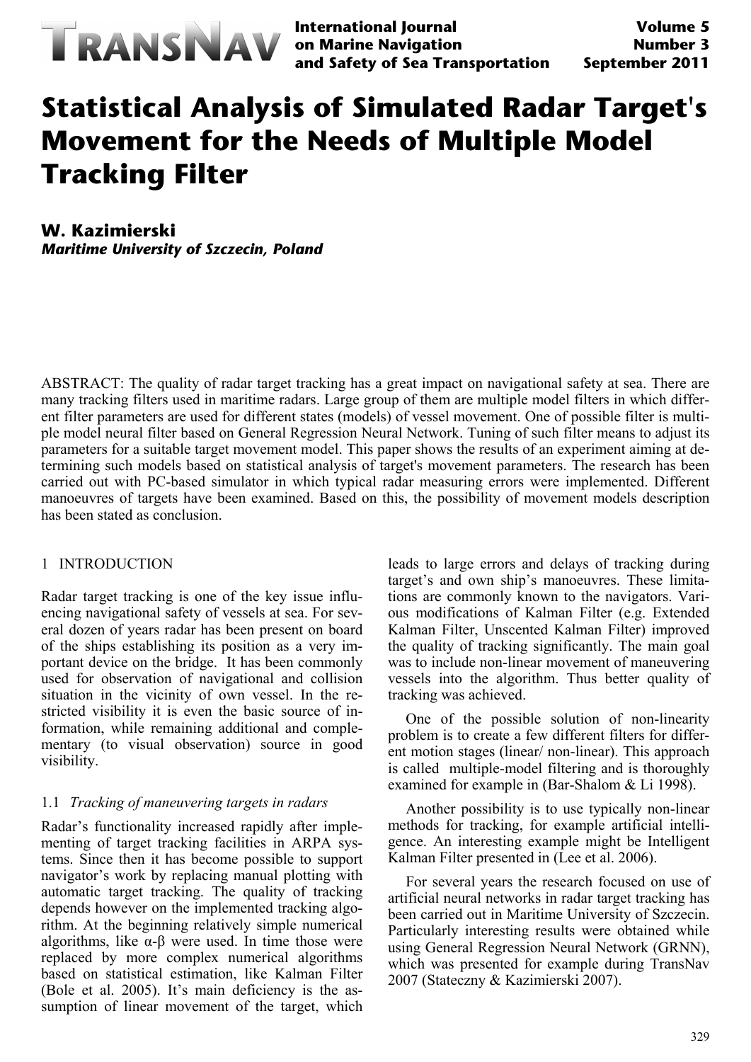# Statistical Analysis of Simulated Radar Target's Movement for the Needs of Multiple Model Tracking Filter

**W. Kazimierski**
*Maritime University of Szczecin, Poland*

ABSTRACT: The quality of radar target tracking has a great impact on navigational safety at sea. There are many tracking filters used in maritime radars. Large group of them are multiple model filters in which different filter parameters are used for different states (models) of vessel movement. One of possible filter is multiple model neural filter based on General Regression Neural Network. Tuning of such filter means to adjust its parameters for a suitable target movement model. This paper shows the results of an experiment aiming at determining such models based on statistical analysis of target's movement parameters. The research has been carried out with PC-based simulator in which typical radar measuring errors were implemented. Different manoeuvres of targets have been examined. Based on this, the possibility of movement models description has been stated as conclusion.

## 1 INTRODUCTION

Radar target tracking is one of the key issue influencing navigational safety of vessels at sea. For several dozen of years radar has been present on board of the ships establishing its position as a very important device on the bridge. It has been commonly used for observation of navigational and collision situation in the vicinity of own vessel. In the restricted visibility it is even the basic source of information, while remaining additional and complementary (to visual observation) source in good visibility.

### 1.1 *Tracking of maneuvering targets in radars*

Radar's functionality increased rapidly after implementing of target tracking facilities in ARPA systems. Since then it has become possible to support navigator's work by replacing manual plotting with automatic target tracking. The quality of tracking depends however on the implemented tracking algorithm. At the beginning relatively simple numerical algorithms, like α-β were used. In time those were replaced by more complex numerical algorithms based on statistical estimation, like Kalman Filter (Bole et al. 2005). It's main deficiency is the assumption of linear movement of the target, which leads to large errors and delays of tracking during target's and own ship's manoeuvres. These limitations are commonly known to the navigators. Various modifications of Kalman Filter (e.g. Extended Kalman Filter, Unscented Kalman Filter) improved the quality of tracking significantly. The main goal was to include non-linear movement of maneuvering vessels into the algorithm. Thus better quality of tracking was achieved.

One of the possible solution of non-linearity problem is to create a few different filters for different motion stages (linear/ non-linear). This approach is called multiple-model filtering and is thoroughly examined for example in (Bar-Shalom & Li 1998).

Another possibility is to use typically non-linear methods for tracking, for example artificial intelligence. An interesting example might be Intelligent Kalman Filter presented in (Lee et al. 2006).

For several years the research focused on use of artificial neural networks in radar target tracking has been carried out in Maritime University of Szczecin. Particularly interesting results were obtained while using General Regression Neural Network (GRNN), which was presented for example during TransNav 2007 (Stateczny & Kazimierski 2007).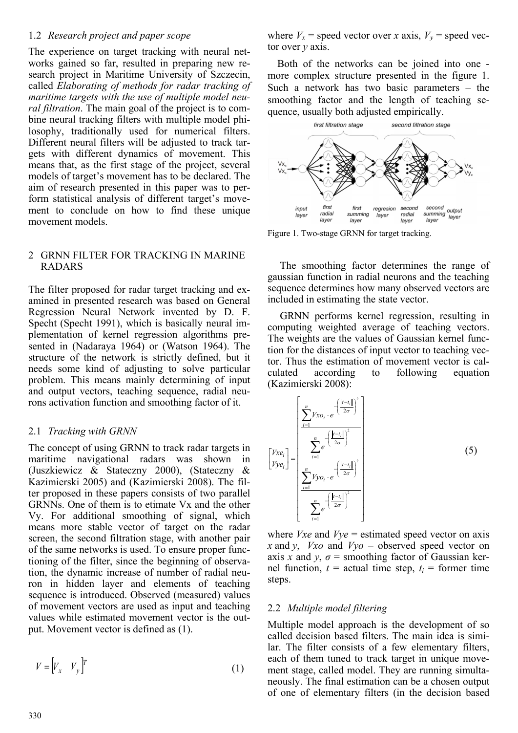### 1.2 *Research project and paper scope*

The experience on target tracking with neural networks gained so far, resulted in preparing new research project in Maritime University of Szczecin, called *Elaborating of methods for radar tracking of maritime targets with the use of multiple model neural filtration*. The main goal of the project is to combine neural tracking filters with multiple model philosophy, traditionally used for numerical filters. Different neural filters will be adjusted to track targets with different dynamics of movement. This means that, as the first stage of the project, several models of target's movement has to be declared. The aim of research presented in this paper was to perform statistical analysis of different target's movement to conclude on how to find these unique movement models.

## 2 GRNN FILTER FOR TRACKING IN MARINE RADARS

The filter proposed for radar target tracking and examined in presented research was based on General Regression Neural Network invented by D. F. Specht (Specht 1991), which is basically neural implementation of kernel regression algorithms presented in (Nadaraya 1964) or (Watson 1964). The structure of the network is strictly defined, but it needs some kind of adjusting to solve particular problem. This means mainly determining of input and output vectors, teaching sequence, radial neurons activation function and smoothing factor of it.

### 2.1 *Tracking with GRNN*

The concept of using GRNN to track radar targets in maritime navigational radars was shown in (Juszkiewicz & Stateczny 2000), (Stateczny & Kazimierski 2005) and (Kazimierski 2008). The filter proposed in these papers consists of two parallel GRNNs. One of them is to etimate Vx and the other Vy. For additional smoothing of signal, which means more stable vector of target on the radar screen, the second filtration stage, with another pair of the same networks is used. To ensure proper functioning of the filter, since the beginning of observation, the dynamic increase of number of radial neuron in hidden layer and elements of teaching sequence is introduced. Observed (measured) values of movement vectors are used as input and teaching values while estimated movement vector is the output. Movement vector is defined as (1).

$$V = \begin{bmatrix} V_x & V_y \end{bmatrix}^T \tag{1}$$

where $V_x$ = speed vector over *x* axis, $V_y$ = speed vector over *y* axis.

Both of the networks can be joined into one - more complex structure presented in the figure 1. Such a network has two basic parameters – the smoothing factor and the length of teaching sequence, usually both adjusted empirically.

Figure 1. Two-stage GRNN for target tracking.

The smoothing factor determines the range of gaussian function in radial neurons and the teaching sequence determines how many observed vectors are included in estimating the state vector.

GRNN performs kernel regression, resulting in computing weighted average of teaching vectors. The weights are the values of Gaussian kernel function for the distances of input vector to teaching vector. Thus the estimation of movement vector is calculated according to following equation (Kazimierski 2008):

$$\begin{bmatrix} Vxe_i \\ Vye_i \end{bmatrix} = \begin{bmatrix} \dfrac{\sum_{i=1}^{n} Vxo_i \cdot e^{-\left(\frac{\|t-t_i\|}{2\sigma}\right)^2}}{\sum_{i=1}^{n} e^{-\left(\frac{\|t-t_i\|}{2\sigma}\right)^2}} \\ \dfrac{\sum_{i=1}^{n} Vyo_i \cdot e^{-\left(\frac{\|t-t_i\|}{2\sigma}\right)^2}}{\sum_{i=1}^{n} e^{-\left(\frac{\|t-t_i\|}{2\sigma}\right)^2}} \end{bmatrix} \tag{5}$$

where *Vxe* and *Vye* = estimated speed vector on axis *x* and *y*, *Vxo* and *Vyo* – observed speed vector on axis *x* and *y*, $\sigma$ = smoothing factor of Gaussian kernel function, $t$ = actual time step, $t_i$ = former time steps.

### 2.2 *Multiple model filtering*

Multiple model approach is the development of so called decision based filters. The main idea is similar. The filter consists of a few elementary filters, each of them tuned to track target in unique movement stage, called model. They are running simultaneously. The final estimation can be a chosen output of one of elementary filters (in the decision based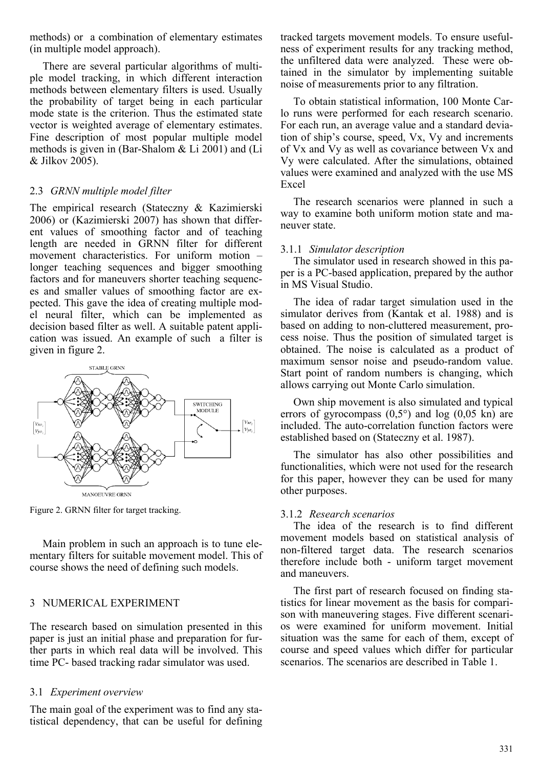methods) or a combination of elementary estimates (in multiple model approach).

There are several particular algorithms of multiple model tracking, in which different interaction methods between elementary filters is used. Usually the probability of target being in each particular mode state is the criterion. Thus the estimated state vector is weighted average of elementary estimates. Fine description of most popular multiple model methods is given in (Bar-Shalom & Li 2001) and (Li & Jilkov 2005).

### 2.3 *GRNN multiple model filter*

The empirical research (Stateczny & Kazimierski 2006) or (Kazimierski 2007) has shown that different values of smoothing factor and of teaching length are needed in GRNN filter for different movement characteristics. For uniform motion – longer teaching sequences and bigger smoothing factors and for maneuvers shorter teaching sequences and smaller values of smoothing factor are expected. This gave the idea of creating multiple model neural filter, which can be implemented as decision based filter as well. A suitable patent application was issued. An example of such a filter is given in figure 2.

Figure 2. GRNN filter for target tracking.

Main problem in such an approach is to tune elementary filters for suitable movement model. This of course shows the need of defining such models.

## 3 NUMERICAL EXPERIMENT

The research based on simulation presented in this paper is just an initial phase and preparation for further parts in which real data will be involved. This time PC- based tracking radar simulator was used.

### 3.1 *Experiment overview*

The main goal of the experiment was to find any statistical dependency, that can be useful for defining tracked targets movement models. To ensure usefulness of experiment results for any tracking method, the unfiltered data were analyzed. These were obtained in the simulator by implementing suitable noise of measurements prior to any filtration.

To obtain statistical information, 100 Monte Carlo runs were performed for each research scenario. For each run, an average value and a standard deviation of ship's course, speed, Vx, Vy and increments of Vx and Vy as well as covariance between Vx and Vy were calculated. After the simulations, obtained values were examined and analyzed with the use MS Excel

The research scenarios were planned in such a way to examine both uniform motion state and maneuver state.

#### 3.1.1 *Simulator description*

The simulator used in research showed in this paper is a PC-based application, prepared by the author in MS Visual Studio.

The idea of radar target simulation used in the simulator derives from (Kantak et al. 1988) and is based on adding to non-cluttered measurement, process noise. Thus the position of simulated target is obtained. The noise is calculated as a product of maximum sensor noise and pseudo-random value. Start point of random numbers is changing, which allows carrying out Monte Carlo simulation.

Own ship movement is also simulated and typical errors of gyrocompass (0,5°) and log (0,05 kn) are included. The auto-correlation function factors were established based on (Stateczny et al. 1987).

The simulator has also other possibilities and functionalities, which were not used for the research for this paper, however they can be used for many other purposes.

#### 3.1.2 *Research scenarios*

The idea of the research is to find different movement models based on statistical analysis of non-filtered target data. The research scenarios therefore include both - uniform target movement and maneuvers.

The first part of research focused on finding statistics for linear movement as the basis for comparison with maneuvering stages. Five different scenarios were examined for uniform movement. Initial situation was the same for each of them, except of course and speed values which differ for particular scenarios. The scenarios are described in Table 1.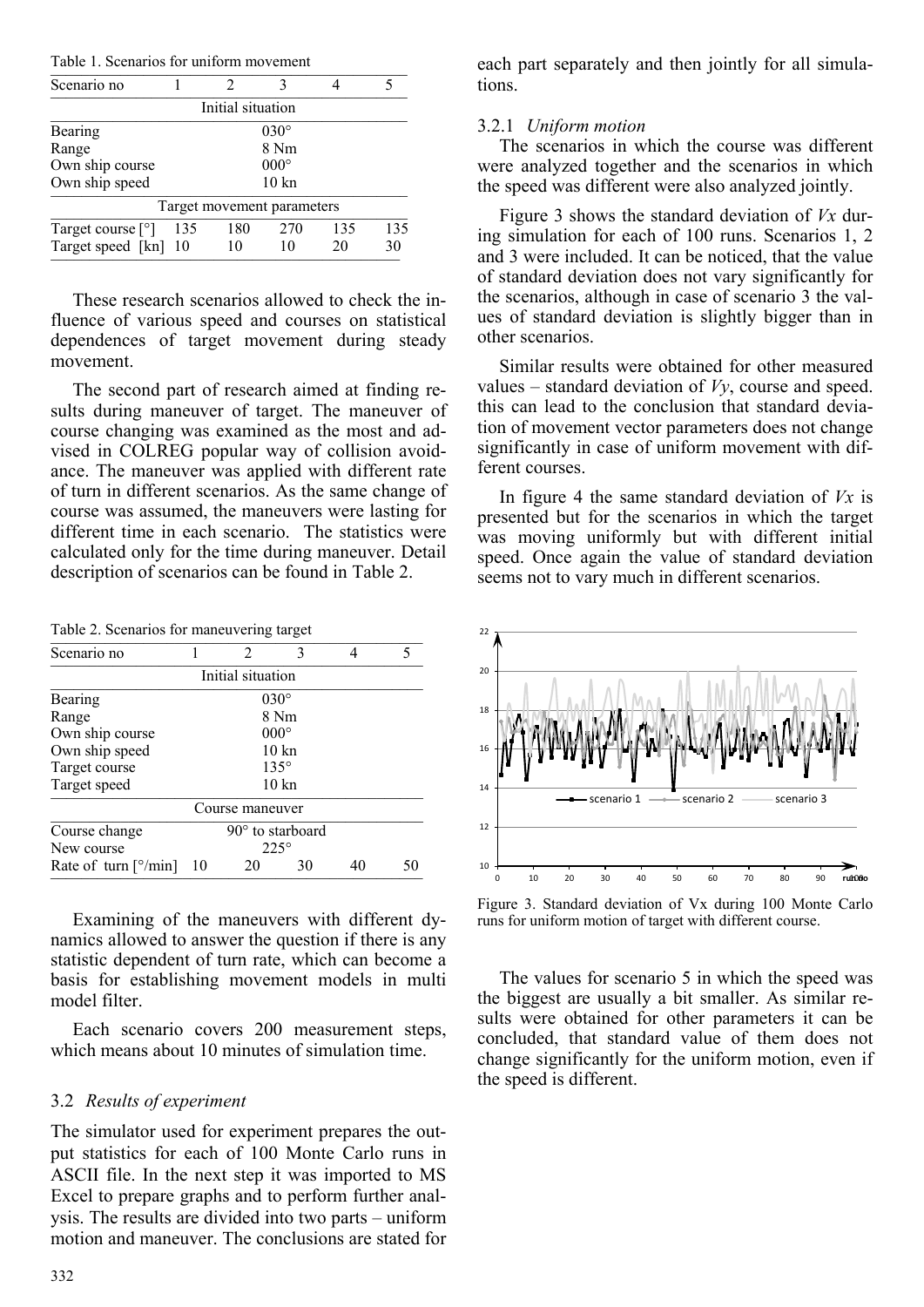Table 1. Scenarios for uniform movement

| Scenario no | 1 | 2 | 3 | 4 | 5 |
|---|---|---|---|---|---|
| Initial situation | | | | | |
| Bearing | | | 030° | | |
| Range | | | 8 Nm | | |
| Own ship course | | | 000° | | |
| Own ship speed | | | 10 kn | | |
| Target movement parameters | | | | | |
| Target course [°] | 135 | 180 | 270 | 135 | 135 |
| Target speed [kn] | 10 | 10 | 10 | 20 | 30 |

These research scenarios allowed to check the influence of various speed and courses on statistical dependences of target movement during steady movement.

The second part of research aimed at finding results during maneuver of target. The maneuver of course changing was examined as the most and advised in COLREG popular way of collision avoidance. The maneuver was applied with different rate of turn in different scenarios. As the same change of course was assumed, the maneuvers were lasting for different time in each scenario. The statistics were calculated only for the time during maneuver. Detail description of scenarios can be found in Table 2.

Table 2. Scenarios for maneuvering target

| Scenario no | 1 | 2 | 3 | 4 | 5 |
|---|---|---|---|---|---|
| Initial situation | | | | | |
| Bearing | | | 030° | | |
| Range | | | 8 Nm | | |
| Own ship course | | | 000° | | |
| Own ship speed | | | 10 kn | | |
| Target course | | | 135° | | |
| Target speed | | | 10 kn | | |
| Course maneuver | | | | | |
| Course change | | | 90° to starboard | | |
| New course | | | 225° | | |
| Rate of turn [°/min] | 10 | 20 | 30 | 40 | 50 |

Examining of the maneuvers with different dynamics allowed to answer the question if there is any statistic dependent of turn rate, which can become a basis for establishing movement models in multi model filter.

Each scenario covers 200 measurement steps, which means about 10 minutes of simulation time.

### 3.2 *Results of experiment*

The simulator used for experiment prepares the output statistics for each of 100 Monte Carlo runs in ASCII file. In the next step it was imported to MS Excel to prepare graphs and to perform further analysis. The results are divided into two parts – uniform motion and maneuver. The conclusions are stated for each part separately and then jointly for all simulations.

#### 3.2.1 *Uniform motion*

The scenarios in which the course was different were analyzed together and the scenarios in which the speed was different were also analyzed jointly.

Figure 3 shows the standard deviation of $V_x$ during simulation for each of 100 runs. Scenarios 1, 2 and 3 were included. It can be noticed, that the value of standard deviation does not vary significantly for the scenarios, although in case of scenario 3 the values of standard deviation is slightly bigger than in other scenarios.

Similar results were obtained for other measured values – standard deviation of $V_y$, course and speed. this can lead to the conclusion that standard deviation of movement vector parameters does not change significantly in case of uniform movement with different courses.

In figure 4 the same standard deviation of $V_x$ is presented but for the scenarios in which the target was moving uniformly but with different initial speed. Once again the value of standard deviation seems not to vary much in different scenarios.

Figure 3. Standard deviation of Vx during 100 Monte Carlo runs for uniform motion of target with different course.

The values for scenario 5 in which the speed was the biggest are usually a bit smaller. As similar results were obtained for other parameters it can be concluded, that standard value of them does not change significantly for the uniform motion, even if the speed is different.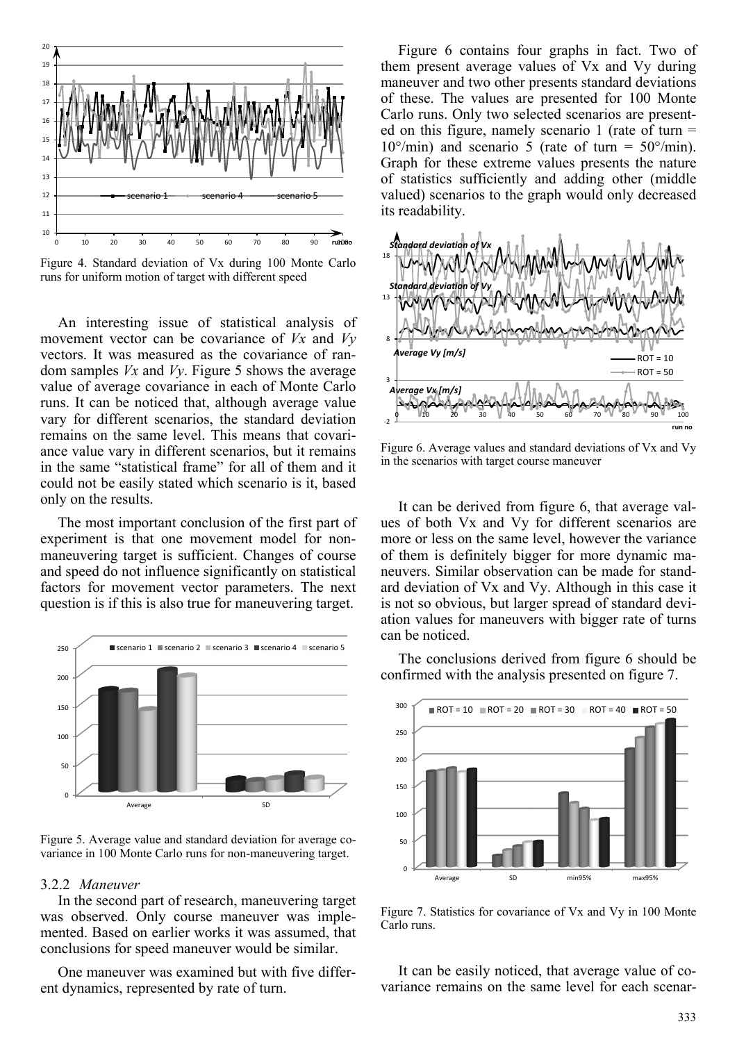Figure 4. Standard deviation of Vx during 100 Monte Carlo runs for uniform motion of target with different speed

An interesting issue of statistical analysis of movement vector can be covariance of *Vx* and *Vy* vectors. It was measured as the covariance of random samples *Vx* and *Vy*. Figure 5 shows the average value of average covariance in each of Monte Carlo runs. It can be noticed that, although average value vary for different scenarios, the standard deviation remains on the same level. This means that covariance value vary in different scenarios, but it remains in the same "statistical frame" for all of them and it could not be easily stated which scenario is it, based only on the results.

The most important conclusion of the first part of experiment is that one movement model for non-maneuvering target is sufficient. Changes of course and speed do not influence significantly on statistical factors for movement vector parameters. The next question is if this is also true for maneuvering target.

Figure 5. Average value and standard deviation for average covariance in 100 Monte Carlo runs for non-maneuvering target.

### 3.2.2 *Maneuver*

In the second part of research, maneuvering target was observed. Only course maneuver was implemented. Based on earlier works it was assumed, that conclusions for speed maneuver would be similar.

One maneuver was examined but with five different dynamics, represented by rate of turn.

Figure 6 contains four graphs in fact. Two of them present average values of Vx and Vy during maneuver and two other presents standard deviations of these. The values are presented for 100 Monte Carlo runs. Only two selected scenarios are presented on this figure, namely scenario 1 (rate of turn = 10°/min) and scenario 5 (rate of turn = 50°/min). Graph for these extreme values presents the nature of statistics sufficiently and adding other (middle valued) scenarios to the graph would only decreased its readability.

Figure 6. Average values and standard deviations of Vx and Vy in the scenarios with target course maneuver

It can be derived from figure 6, that average values of both Vx and Vy for different scenarios are more or less on the same level, however the variance of them is definitely bigger for more dynamic maneuvers. Similar observation can be made for standard deviation of Vx and Vy. Although in this case it is not so obvious, but larger spread of standard deviation values for maneuvers with bigger rate of turns can be noticed.

The conclusions derived from figure 6 should be confirmed with the analysis presented on figure 7.

Figure 7. Statistics for covariance of Vx and Vy in 100 Monte Carlo runs.

It can be easily noticed, that average value of covariance remains on the same level for each scenar-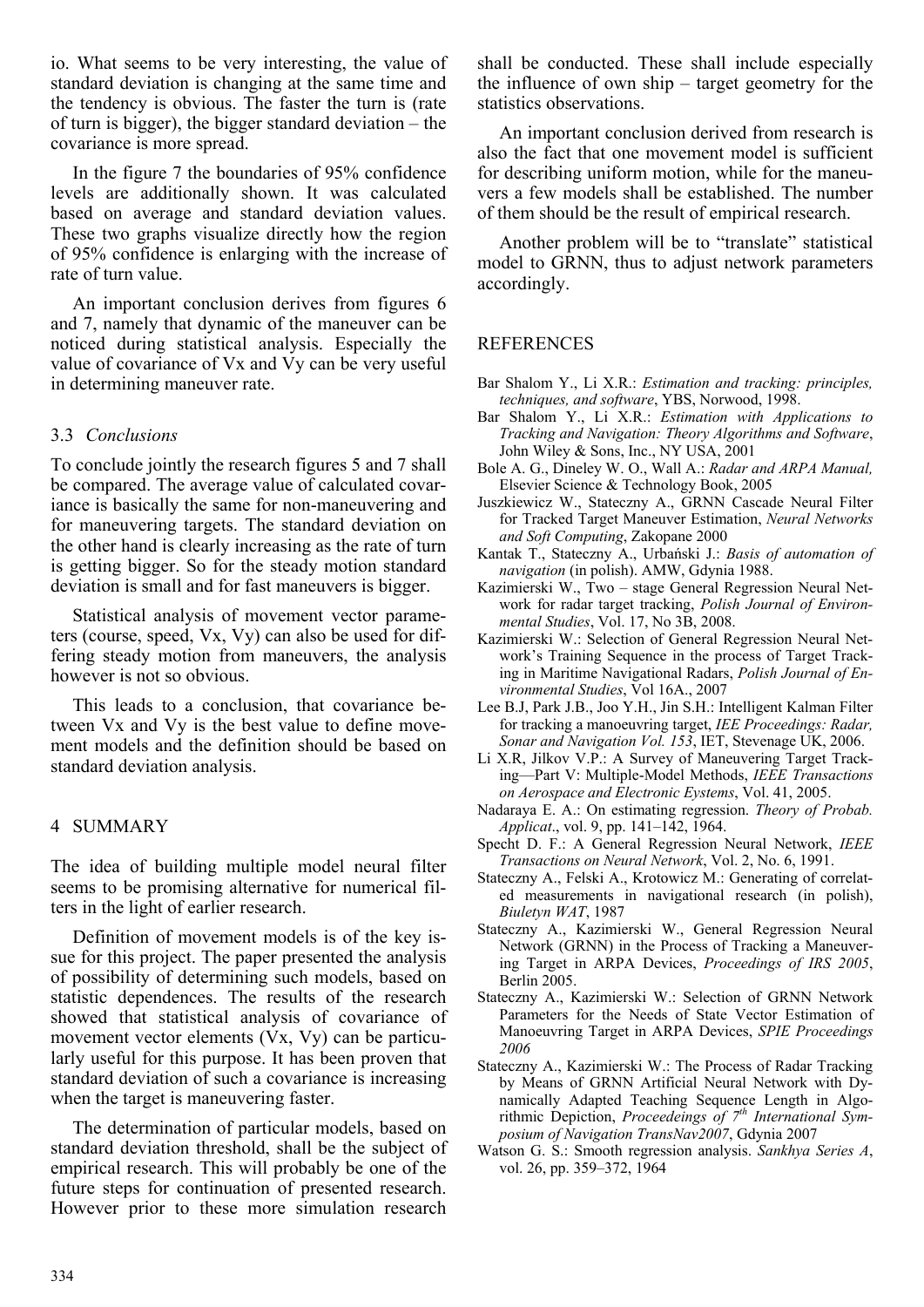io. What seems to be very interesting, the value of standard deviation is changing at the same time and the tendency is obvious. The faster the turn is (rate of turn is bigger), the bigger standard deviation – the covariance is more spread.

In the figure 7 the boundaries of 95% confidence levels are additionally shown. It was calculated based on average and standard deviation values. These two graphs visualize directly how the region of 95% confidence is enlarging with the increase of rate of turn value.

An important conclusion derives from figures 6 and 7, namely that dynamic of the maneuver can be noticed during statistical analysis. Especially the value of covariance of Vx and Vy can be very useful in determining maneuver rate.

### 3.3 *Conclusions*

To conclude jointly the research figures 5 and 7 shall be compared. The average value of calculated covariance is basically the same for non-maneuvering and for maneuvering targets. The standard deviation on the other hand is clearly increasing as the rate of turn is getting bigger. So for the steady motion standard deviation is small and for fast maneuvers is bigger.

Statistical analysis of movement vector parameters (course, speed, Vx, Vy) can also be used for differing steady motion from maneuvers, the analysis however is not so obvious.

This leads to a conclusion, that covariance between Vx and Vy is the best value to define movement models and the definition should be based on standard deviation analysis.

## 4 SUMMARY

The idea of building multiple model neural filter seems to be promising alternative for numerical filters in the light of earlier research.

Definition of movement models is of the key issue for this project. The paper presented the analysis of possibility of determining such models, based on statistic dependences. The results of the research showed that statistical analysis of covariance of movement vector elements (Vx, Vy) can be particularly useful for this purpose. It has been proven that standard deviation of such a covariance is increasing when the target is maneuvering faster.

The determination of particular models, based on standard deviation threshold, shall be the subject of empirical research. This will probably be one of the future steps for continuation of presented research. However prior to these more simulation research shall be conducted. These shall include especially the influence of own ship – target geometry for the statistics observations.

An important conclusion derived from research is also the fact that one movement model is sufficient for describing uniform motion, while for the maneuvers a few models shall be established. The number of them should be the result of empirical research.

Another problem will be to "translate" statistical model to GRNN, thus to adjust network parameters accordingly.

## REFERENCES

Bar Shalom Y., Li X.R.: *Estimation and tracking: principles, techniques, and software*, YBS, Norwood, 1998.

Bar Shalom Y., Li X.R.: *Estimation with Applications to Tracking and Navigation: Theory Algorithms and Software*, John Wiley & Sons, Inc., NY USA, 2001

Bole A. G., Dineley W. O., Wall A.: *Radar and ARPA Manual,* Elsevier Science & Technology Book, 2005

Juszkiewicz W., Stateczny A., GRNN Cascade Neural Filter for Tracked Target Maneuver Estimation, *Neural Networks and Soft Computing*, Zakopane 2000

Kantak T., Stateczny A., Urbański J.: *Basis of automation of navigation* (in polish). AMW, Gdynia 1988.

Kazimierski W., Two – stage General Regression Neural Network for radar target tracking, *Polish Journal of Environmental Studies*, Vol. 17, No 3B, 2008.

Kazimierski W.: Selection of General Regression Neural Network's Training Sequence in the process of Target Tracking in Maritime Navigational Radars, *Polish Journal of Environmental Studies*, Vol 16A., 2007

Lee B.J, Park J.B., Joo Y.H., Jin S.H.: Intelligent Kalman Filter for tracking a manoeuvring target, *IEE Proceedings: Radar, Sonar and Navigation Vol. 153*, IET, Stevenage UK, 2006.

Li X.R, Jilkov V.P.: A Survey of Maneuvering Target Tracking—Part V: Multiple-Model Methods, *IEEE Transactions on Aerospace and Electronic Eystems*, Vol. 41, 2005.

Nadaraya E. A.: On estimating regression. *Theory of Probab. Applicat*., vol. 9, pp. 141–142, 1964.

Specht D. F.: A General Regression Neural Network, *IEEE Transactions on Neural Network*, Vol. 2, No. 6, 1991.

Stateczny A., Felski A., Krotowicz M.: Generating of correlated measurements in navigational research (in polish), *Biuletyn WAT*, 1987

Stateczny A., Kazimierski W., General Regression Neural Network (GRNN) in the Process of Tracking a Maneuvering Target in ARPA Devices, *Proceedings of IRS 2005*, Berlin 2005.

Stateczny A., Kazimierski W.: Selection of GRNN Network Parameters for the Needs of State Vector Estimation of Manoeuvring Target in ARPA Devices, *SPIE Proceedings 2006*

Stateczny A., Kazimierski W.: The Process of Radar Tracking by Means of GRNN Artificial Neural Network with Dynamically Adapted Teaching Sequence Length in Algorithmic Depiction, *Proceedeings of 7th International Symposium of Navigation TransNav2007*, Gdynia 2007

Watson G. S.: Smooth regression analysis. *Sankhya Series A*, vol. 26, pp. 359–372, 1964